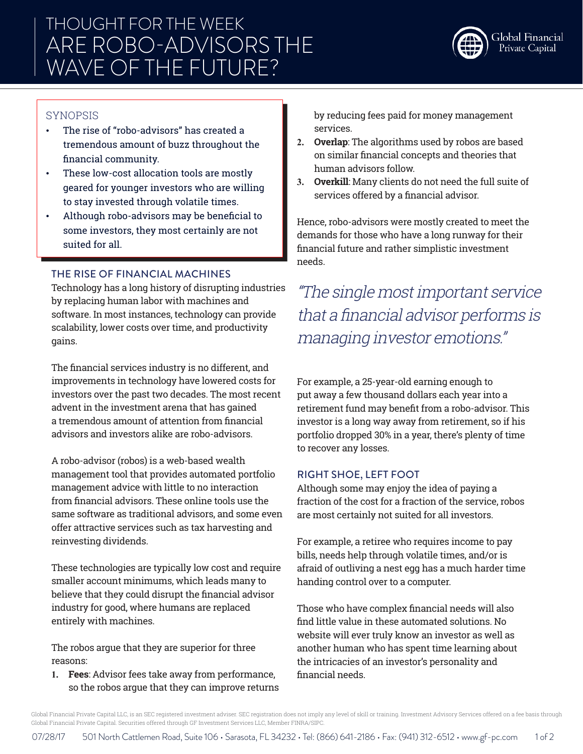# THOUGHT FOR THE WEEK
# ARE ROBO-ADVISORS THE WAVE OF THE FUTURE?

Global Financial Private Capital

## SYNOPSIS

- The rise of "robo-advisors" has created a tremendous amount of buzz throughout the financial community.
- These low-cost allocation tools are mostly geared for younger investors who are willing to stay invested through volatile times.
- Although robo-advisors may be beneficial to some investors, they most certainly are not suited for all.

## THE RISE OF FINANCIAL MACHINES

Technology has a long history of disrupting industries by replacing human labor with machines and software. In most instances, technology can provide scalability, lower costs over time, and productivity gains.

The financial services industry is no different, and improvements in technology have lowered costs for investors over the past two decades. The most recent advent in the investment arena that has gained a tremendous amount of attention from financial advisors and investors alike are robo-advisors.

A robo-advisor (robos) is a web-based wealth management tool that provides automated portfolio management advice with little to no interaction from financial advisors. These online tools use the same software as traditional advisors, and some even offer attractive services such as tax harvesting and reinvesting dividends.

These technologies are typically low cost and require smaller account minimums, which leads many to believe that they could disrupt the financial advisor industry for good, where humans are replaced entirely with machines.

The robos argue that they are superior for three reasons:

1. **Fees**: Advisor fees take away from performance, so the robos argue that they can improve returns by reducing fees paid for money management services.
2. **Overlap**: The algorithms used by robos are based on similar financial concepts and theories that human advisors follow.
3. **Overkill**: Many clients do not need the full suite of services offered by a financial advisor.

Hence, robo-advisors were mostly created to meet the demands for those who have a long runway for their financial future and rather simplistic investment needs.

> *"The single most important service that a financial advisor performs is managing investor emotions."*

For example, a 25-year-old earning enough to put away a few thousand dollars each year into a retirement fund may benefit from a robo-advisor. This investor is a long way away from retirement, so if his portfolio dropped 30% in a year, there's plenty of time to recover any losses.

## RIGHT SHOE, LEFT FOOT

Although some may enjoy the idea of paying a fraction of the cost for a fraction of the service, robos are most certainly not suited for all investors.

For example, a retiree who requires income to pay bills, needs help through volatile times, and/or is afraid of outliving a nest egg has a much harder time handing control over to a computer.

Those who have complex financial needs will also find little value in these automated solutions. No website will ever truly know an investor as well as another human who has spent time learning about the intricacies of an investor's personality and financial needs.

Global Financial Private Capital LLC, is an SEC registered investment adviser. SEC registration does not imply any level of skill or training. Investment Advisory Services offered on a fee basis through Global Financial Private Capital. Securities offered through GF Investment Services LLC, Member FINRA/SIPC.

07/28/17 501 North Cattlemen Road, Suite 106 • Sarasota, FL 34232 • Tel: (866) 641-2186 • Fax: (941) 312-6512 • www.gf-pc.com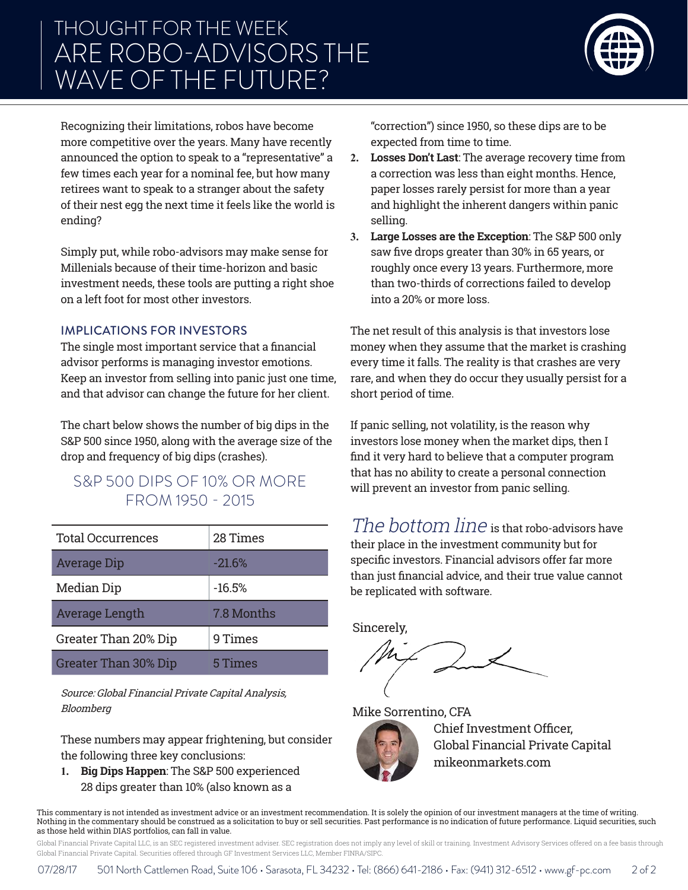# THOUGHT FOR THE WEEK
# ARE ROBO-ADVISORS THE WAVE OF THE FUTURE?

Recognizing their limitations, robos have become more competitive over the years. Many have recently announced the option to speak to a "representative" a few times each year for a nominal fee, but how many retirees want to speak to a stranger about the safety of their nest egg the next time it feels like the world is ending?

Simply put, while robo-advisors may make sense for Millenials because of their time-horizon and basic investment needs, these tools are putting a right shoe on a left foot for most other investors.

## IMPLICATIONS FOR INVESTORS

The single most important service that a financial advisor performs is managing investor emotions. Keep an investor from selling into panic just one time, and that advisor can change the future for her client.

The chart below shows the number of big dips in the S&P 500 since 1950, along with the average size of the drop and frequency of big dips (crashes).

### S&P 500 DIPS OF 10% OR MORE FROM 1950 - 2015

| | |
|---|---|
| Total Occurrences | 28 Times |
| Average Dip | -21.6% |
| Median Dip | -16.5% |
| Average Length | 7.8 Months |
| Greater Than 20% Dip | 9 Times |
| Greater Than 30% Dip | 5 Times |

*Source: Global Financial Private Capital Analysis, Bloomberg*

These numbers may appear frightening, but consider the following three key conclusions:

1. **Big Dips Happen**: The S&P 500 experienced 28 dips greater than 10% (also known as a "correction") since 1950, so these dips are to be expected from time to time.
2. **Losses Don't Last**: The average recovery time from a correction was less than eight months. Hence, paper losses rarely persist for more than a year and highlight the inherent dangers within panic selling.
3. **Large Losses are the Exception**: The S&P 500 only saw five drops greater than 30% in 65 years, or roughly once every 13 years. Furthermore, more than two-thirds of corrections failed to develop into a 20% or more loss.

The net result of this analysis is that investors lose money when they assume that the market is crashing every time it falls. The reality is that crashes are very rare, and when they do occur they usually persist for a short period of time.

If panic selling, not volatility, is the reason why investors lose money when the market dips, then I find it very hard to believe that a computer program that has no ability to create a personal connection will prevent an investor from panic selling.

*The bottom line* is that robo-advisors have their place in the investment community but for specific investors. Financial advisors offer far more than just financial advice, and their true value cannot be replicated with software.

Sincerely,

Mike Sorrentino, CFA
Chief Investment Officer,
Global Financial Private Capital
mikeonmarkets.com

This commentary is not intended as investment advice or an investment recommendation. It is solely the opinion of our investment managers at the time of writing. Nothing in the commentary should be construed as a solicitation to buy or sell securities. Past performance is no indication of future performance. Liquid securities, such as those held within DIAS portfolios, can fall in value.

Global Financial Private Capital LLC, is an SEC registered investment adviser. SEC registration does not imply any level of skill or training. Investment Advisory Services offered on a fee basis through Global Financial Private Capital. Securities offered through GF Investment Services LLC, Member FINRA/SIPC.

07/28/17 501 North Cattlemen Road, Suite 106 • Sarasota, FL 34232 • Tel: (866) 641-2186 • Fax: (941) 312-6512 • www.gf-pc.com